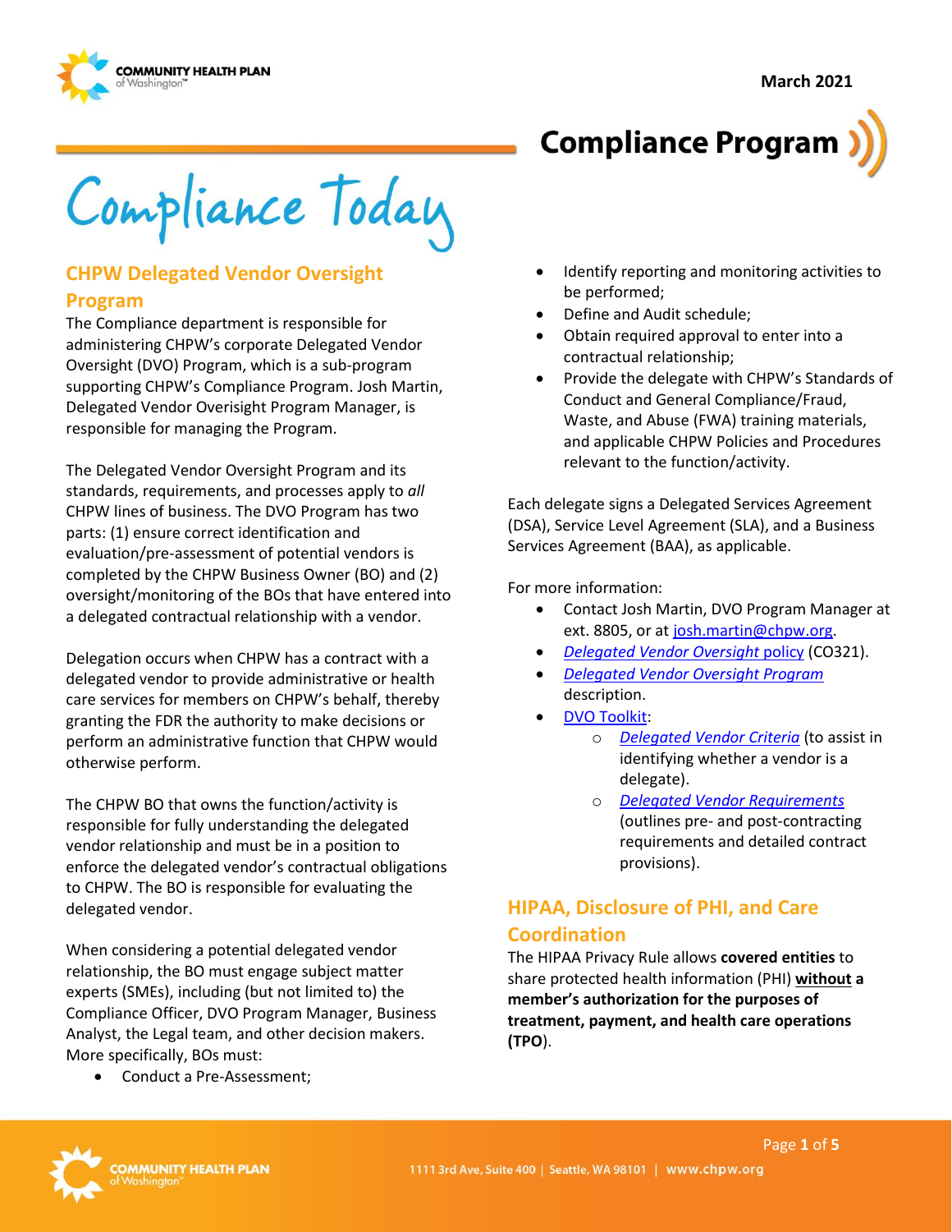March 2021

# Compliance Program

# Compliance Today

## CHPW Delegated Vendor Oversight Program

The Compliance department is responsible for administering CHPW's corporate Delegated Vendor Oversight (DVO) Program, which is a sub-program supporting CHPW's Compliance Program. Josh Martin, Delegated Vendor Overisight Program Manager, is responsible for managing the Program.

The Delegated Vendor Oversight Program and its standards, requirements, and processes apply to *all* CHPW lines of business. The DVO Program has two parts: (1) ensure correct identification and evaluation/pre-assessment of potential vendors is completed by the CHPW Business Owner (BO) and (2) oversight/monitoring of the BOs that have entered into a delegated contractual relationship with a vendor.

Delegation occurs when CHPW has a contract with a delegated vendor to provide administrative or health care services for members on CHPW's behalf, thereby granting the FDR the authority to make decisions or perform an administrative function that CHPW would otherwise perform.

The CHPW BO that owns the function/activity is responsible for fully understanding the delegated vendor relationship and must be in a position to enforce the delegated vendor's contractual obligations to CHPW. The BO is responsible for evaluating the delegated vendor.

When considering a potential delegated vendor relationship, the BO must engage subject matter experts (SMEs), including (but not limited to) the Compliance Officer, DVO Program Manager, Business Analyst, the Legal team, and other decision makers. More specifically, BOs must:

- Conduct a Pre-Assessment;
- Identify reporting and monitoring activities to be performed;
- Define and Audit schedule;
- Obtain required approval to enter into a contractual relationship;
- Provide the delegate with CHPW's Standards of Conduct and General Compliance/Fraud, Waste, and Abuse (FWA) training materials, and applicable CHPW Policies and Procedures relevant to the function/activity.

Each delegate signs a Delegated Services Agreement (DSA), Service Level Agreement (SLA), and a Business Services Agreement (BAA), as applicable.

For more information:

- Contact Josh Martin, DVO Program Manager at ext. 8805, or at josh.martin@chpw.org.
- *Delegated Vendor Oversight* policy (CO321).
- *Delegated Vendor Oversight Program* description.
- DVO Toolkit:
  - *Delegated Vendor Criteria* (to assist in identifying whether a vendor is a delegate).
  - *Delegated Vendor Requirements* (outlines pre- and post-contracting requirements and detailed contract provisions).

## HIPAA, Disclosure of PHI, and Care Coordination

The HIPAA Privacy Rule allows **covered entities** to share protected health information (PHI) **without a member's authorization for the purposes of treatment, payment, and health care operations (TPO)**.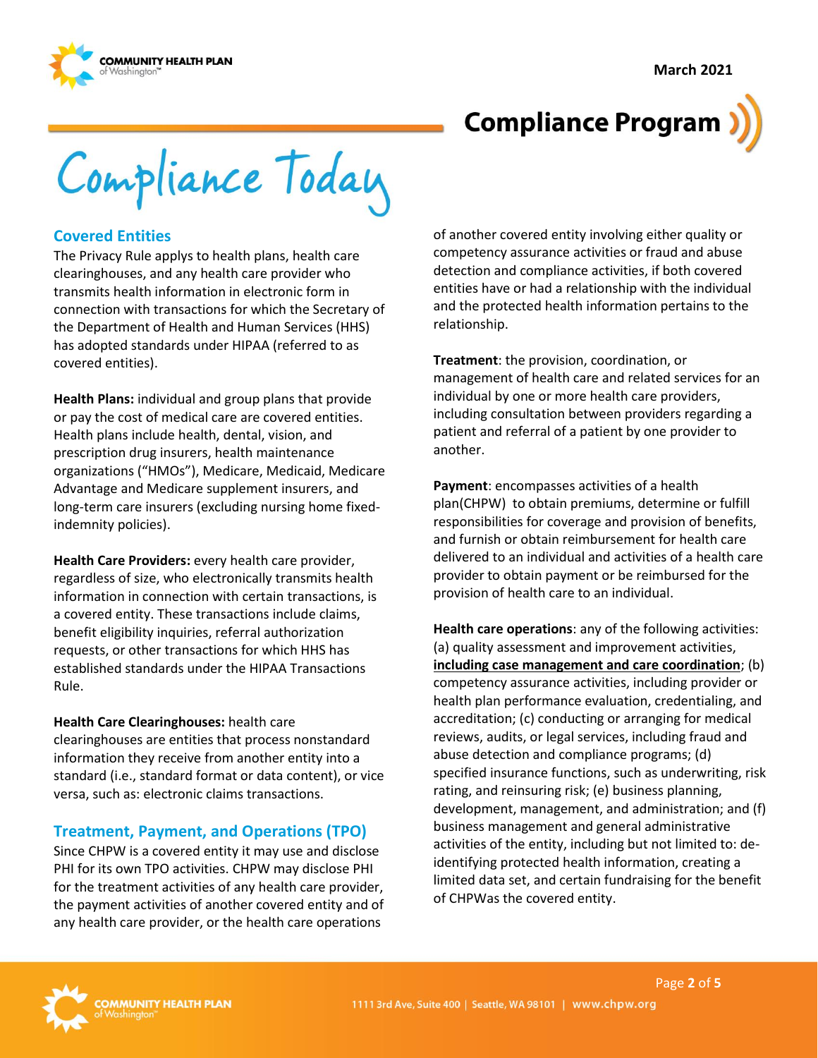# Compliance Program

# Compliance Today

## Covered Entities

The Privacy Rule applys to health plans, health care clearinghouses, and any health care provider who transmits health information in electronic form in connection with transactions for which the Secretary of the Department of Health and Human Services (HHS) has adopted standards under HIPAA (referred to as covered entities).

**Health Plans:** individual and group plans that provide or pay the cost of medical care are covered entities. Health plans include health, dental, vision, and prescription drug insurers, health maintenance organizations ("HMOs"), Medicare, Medicaid, Medicare Advantage and Medicare supplement insurers, and long-term care insurers (excluding nursing home fixed-indemnity policies).

**Health Care Providers:** every health care provider, regardless of size, who electronically transmits health information in connection with certain transactions, is a covered entity. These transactions include claims, benefit eligibility inquiries, referral authorization requests, or other transactions for which HHS has established standards under the HIPAA Transactions Rule.

**Health Care Clearinghouses:** health care clearinghouses are entities that process nonstandard information they receive from another entity into a standard (i.e., standard format or data content), or vice versa, such as: electronic claims transactions.

## Treatment, Payment, and Operations (TPO)

Since CHPW is a covered entity it may use and disclose PHI for its own TPO activities. CHPW may disclose PHI for the treatment activities of any health care provider, the payment activities of another covered entity and of any health care provider, or the health care operations of another covered entity involving either quality or competency assurance activities or fraud and abuse detection and compliance activities, if both covered entities have or had a relationship with the individual and the protected health information pertains to the relationship.

**Treatment**: the provision, coordination, or management of health care and related services for an individual by one or more health care providers, including consultation between providers regarding a patient and referral of a patient by one provider to another.

**Payment**: encompasses activities of a health plan(CHPW) to obtain premiums, determine or fulfill responsibilities for coverage and provision of benefits, and furnish or obtain reimbursement for health care delivered to an individual and activities of a health care provider to obtain payment or be reimbursed for the provision of health care to an individual.

**Health care operations**: any of the following activities: (a) quality assessment and improvement activities, **including case management and care coordination**; (b) competency assurance activities, including provider or health plan performance evaluation, credentialing, and accreditation; (c) conducting or arranging for medical reviews, audits, or legal services, including fraud and abuse detection and compliance programs; (d) specified insurance functions, such as underwriting, risk rating, and reinsuring risk; (e) business planning, development, management, and administration; and (f) business management and general administrative activities of the entity, including but not limited to: de-identifying protected health information, creating a limited data set, and certain fundraising for the benefit of CHPWas the covered entity.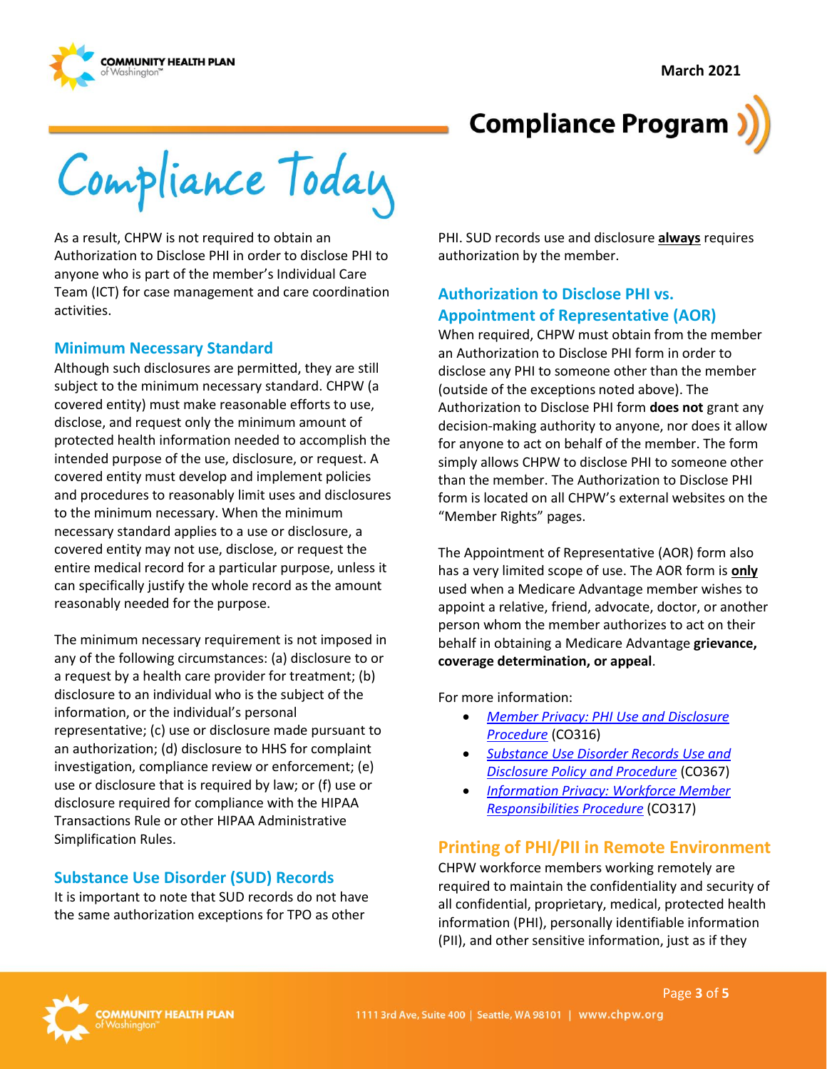As a result, CHPW is not required to obtain an Authorization to Disclose PHI in order to disclose PHI to anyone who is part of the member's Individual Care Team (ICT) for case management and care coordination activities.

### Minimum Necessary Standard

Although such disclosures are permitted, they are still subject to the minimum necessary standard. CHPW (a covered entity) must make reasonable efforts to use, disclose, and request only the minimum amount of protected health information needed to accomplish the intended purpose of the use, disclosure, or request. A covered entity must develop and implement policies and procedures to reasonably limit uses and disclosures to the minimum necessary. When the minimum necessary standard applies to a use or disclosure, a covered entity may not use, disclose, or request the entire medical record for a particular purpose, unless it can specifically justify the whole record as the amount reasonably needed for the purpose.

The minimum necessary requirement is not imposed in any of the following circumstances: (a) disclosure to or a request by a health care provider for treatment; (b) disclosure to an individual who is the subject of the information, or the individual's personal representative; (c) use or disclosure made pursuant to an authorization; (d) disclosure to HHS for complaint investigation, compliance review or enforcement; (e) use or disclosure that is required by law; or (f) use or disclosure required for compliance with the HIPAA Transactions Rule or other HIPAA Administrative Simplification Rules.

### Substance Use Disorder (SUD) Records

It is important to note that SUD records do not have the same authorization exceptions for TPO as other PHI. SUD records use and disclosure **always** requires authorization by the member.

### Authorization to Disclose PHI vs. Appointment of Representative (AOR)

When required, CHPW must obtain from the member an Authorization to Disclose PHI form in order to disclose any PHI to someone other than the member (outside of the exceptions noted above). The Authorization to Disclose PHI form **does not** grant any decision-making authority to anyone, nor does it allow for anyone to act on behalf of the member. The form simply allows CHPW to disclose PHI to someone other than the member. The Authorization to Disclose PHI form is located on all CHPW's external websites on the "Member Rights" pages.

The Appointment of Representative (AOR) form also has a very limited scope of use. The AOR form is **only** used when a Medicare Advantage member wishes to appoint a relative, friend, advocate, doctor, or another person whom the member authorizes to act on their behalf in obtaining a Medicare Advantage **grievance, coverage determination, or appeal**.

For more information:

- *Member Privacy: PHI Use and Disclosure Procedure* (CO316)
- *Substance Use Disorder Records Use and Disclosure Policy and Procedure* (CO367)
- *Information Privacy: Workforce Member Responsibilities Procedure* (CO317)

## Printing of PHI/PII in Remote Environment

CHPW workforce members working remotely are required to maintain the confidentiality and security of all confidential, proprietary, medical, protected health information (PHI), personally identifiable information (PII), and other sensitive information, just as if they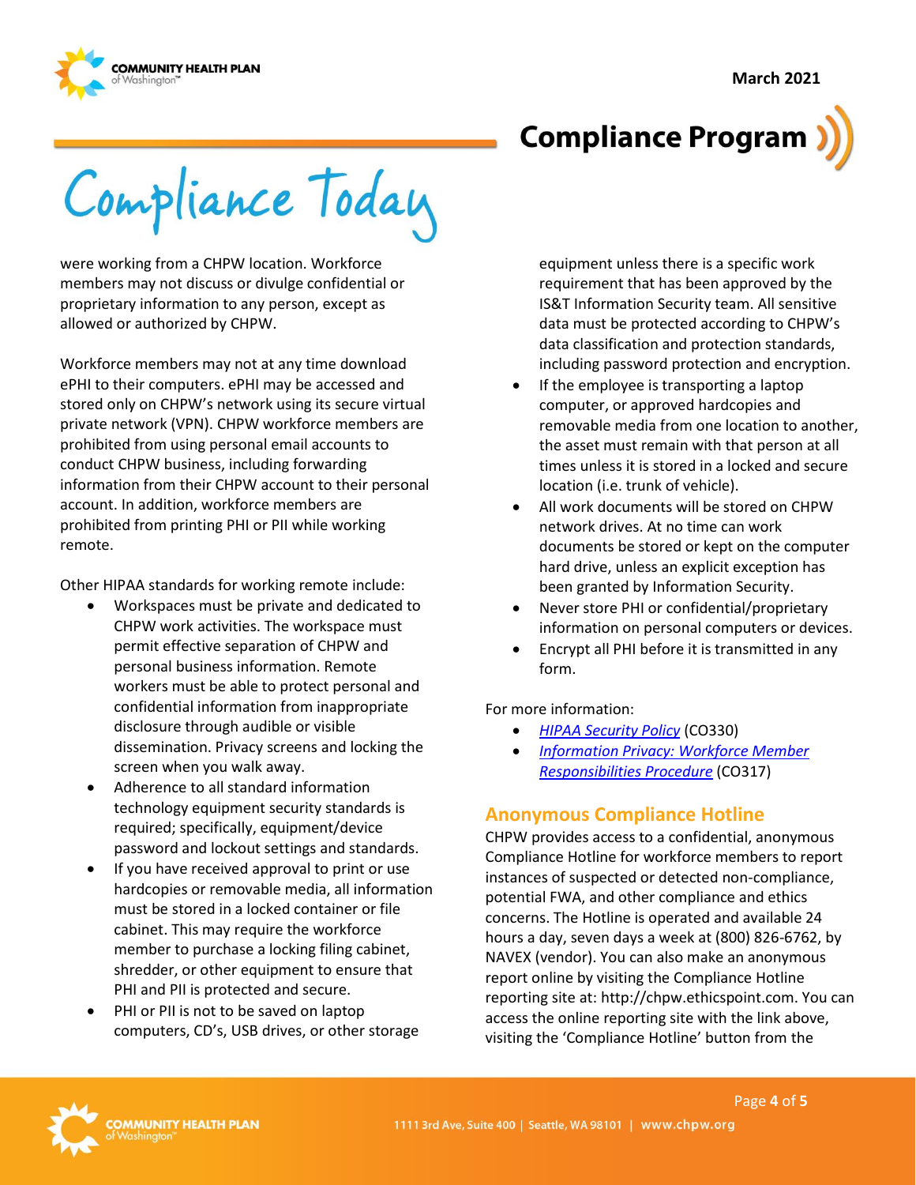were working from a CHPW location. Workforce members may not discuss or divulge confidential or proprietary information to any person, except as allowed or authorized by CHPW.

Workforce members may not at any time download ePHI to their computers. ePHI may be accessed and stored only on CHPW's network using its secure virtual private network (VPN). CHPW workforce members are prohibited from using personal email accounts to conduct CHPW business, including forwarding information from their CHPW account to their personal account. In addition, workforce members are prohibited from printing PHI or PII while working remote.

Other HIPAA standards for working remote include:

- Workspaces must be private and dedicated to CHPW work activities. The workspace must permit effective separation of CHPW and personal business information. Remote workers must be able to protect personal and confidential information from inappropriate disclosure through audible or visible dissemination. Privacy screens and locking the screen when you walk away.
- Adherence to all standard information technology equipment security standards is required; specifically, equipment/device password and lockout settings and standards.
- If you have received approval to print or use hardcopies or removable media, all information must be stored in a locked container or file cabinet. This may require the workforce member to purchase a locking filing cabinet, shredder, or other equipment to ensure that PHI and PII is protected and secure.
- PHI or PII is not to be saved on laptop computers, CD's, USB drives, or other storage equipment unless there is a specific work requirement that has been approved by the IS&T Information Security team. All sensitive data must be protected according to CHPW's data classification and protection standards, including password protection and encryption.
- If the employee is transporting a laptop computer, or approved hardcopies and removable media from one location to another, the asset must remain with that person at all times unless it is stored in a locked and secure location (i.e. trunk of vehicle).
- All work documents will be stored on CHPW network drives. At no time can work documents be stored or kept on the computer hard drive, unless an explicit exception has been granted by Information Security.
- Never store PHI or confidential/proprietary information on personal computers or devices.
- Encrypt all PHI before it is transmitted in any form.

For more information:

- *HIPAA Security Policy* (CO330)
- *Information Privacy: Workforce Member Responsibilities Procedure* (CO317)

## Anonymous Compliance Hotline

CHPW provides access to a confidential, anonymous Compliance Hotline for workforce members to report instances of suspected or detected non-compliance, potential FWA, and other compliance and ethics concerns. The Hotline is operated and available 24 hours a day, seven days a week at (800) 826-6762, by NAVEX (vendor). You can also make an anonymous report online by visiting the Compliance Hotline reporting site at: http://chpw.ethicspoint.com. You can access the online reporting site with the link above, visiting the 'Compliance Hotline' button from the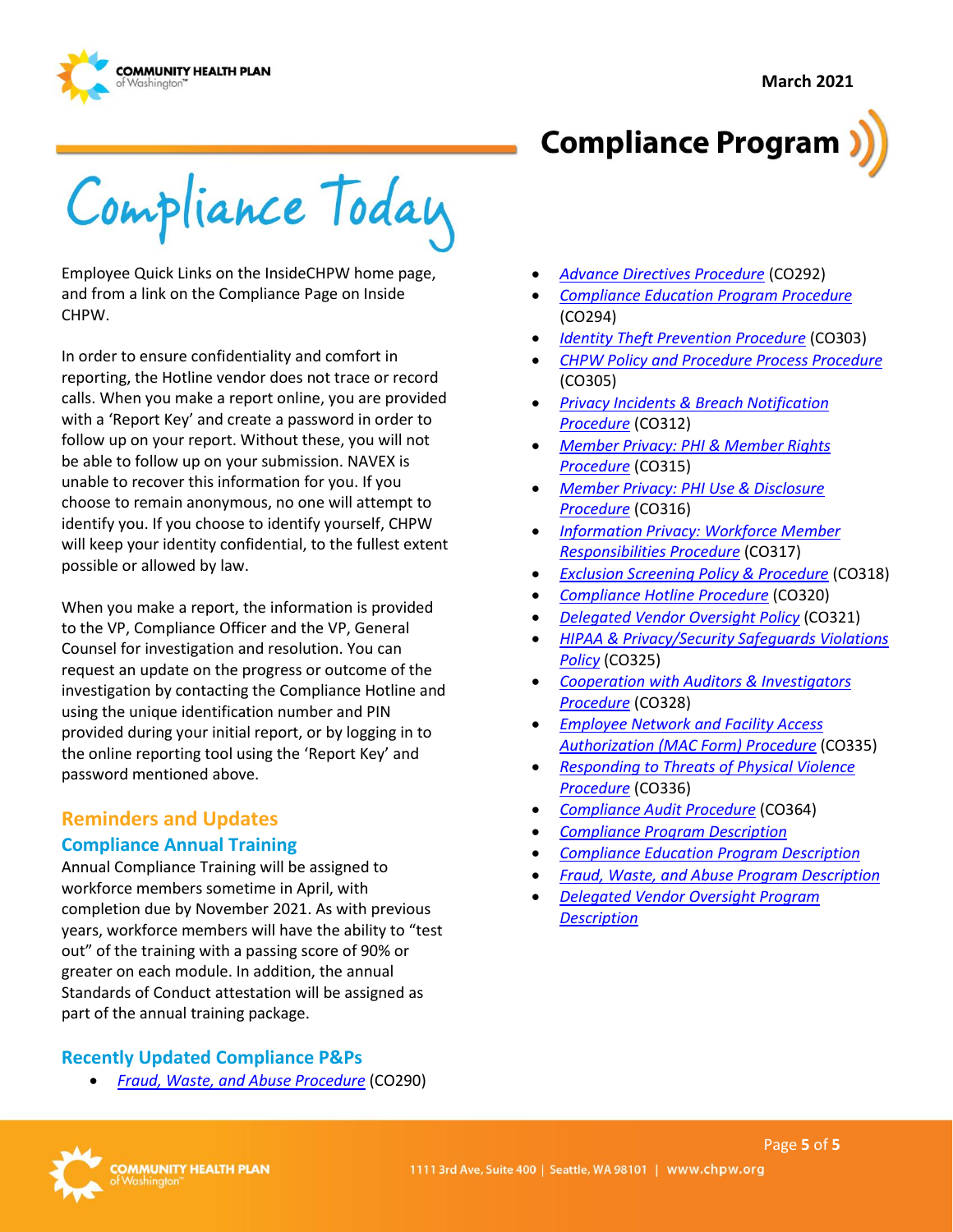Employee Quick Links on the InsideCHPW home page, and from a link on the Compliance Page on Inside CHPW.

In order to ensure confidentiality and comfort in reporting, the Hotline vendor does not trace or record calls. When you make a report online, you are provided with a 'Report Key' and create a password in order to follow up on your report. Without these, you will not be able to follow up on your submission. NAVEX is unable to recover this information for you. If you choose to remain anonymous, no one will attempt to identify you. If you choose to identify yourself, CHPW will keep your identity confidential, to the fullest extent possible or allowed by law.

When you make a report, the information is provided to the VP, Compliance Officer and the VP, General Counsel for investigation and resolution. You can request an update on the progress or outcome of the investigation by contacting the Compliance Hotline and using the unique identification number and PIN provided during your initial report, or by logging in to the online reporting tool using the 'Report Key' and password mentioned above.

## Reminders and Updates

### Compliance Annual Training

Annual Compliance Training will be assigned to workforce members sometime in April, with completion due by November 2021. As with previous years, workforce members will have the ability to "test out" of the training with a passing score of 90% or greater on each module. In addition, the annual Standards of Conduct attestation will be assigned as part of the annual training package.

### Recently Updated Compliance P&Ps

- *Fraud, Waste, and Abuse Procedure* (CO290)
- *Advance Directives Procedure* (CO292)
- *Compliance Education Program Procedure* (CO294)
- *Identity Theft Prevention Procedure* (CO303)
- *CHPW Policy and Procedure Process Procedure* (CO305)
- *Privacy Incidents & Breach Notification Procedure* (CO312)
- *Member Privacy: PHI & Member Rights Procedure* (CO315)
- *Member Privacy: PHI Use & Disclosure Procedure* (CO316)
- *Information Privacy: Workforce Member Responsibilities Procedure* (CO317)
- *Exclusion Screening Policy & Procedure* (CO318)
- *Compliance Hotline Procedure* (CO320)
- *Delegated Vendor Oversight Policy* (CO321)
- *HIPAA & Privacy/Security Safeguards Violations Policy* (CO325)
- *Cooperation with Auditors & Investigators Procedure* (CO328)
- *Employee Network and Facility Access Authorization (MAC Form) Procedure* (CO335)
- *Responding to Threats of Physical Violence Procedure* (CO336)
- *Compliance Audit Procedure* (CO364)
- *Compliance Program Description*
- *Compliance Education Program Description*
- *Fraud, Waste, and Abuse Program Description*
- *Delegated Vendor Oversight Program Description*